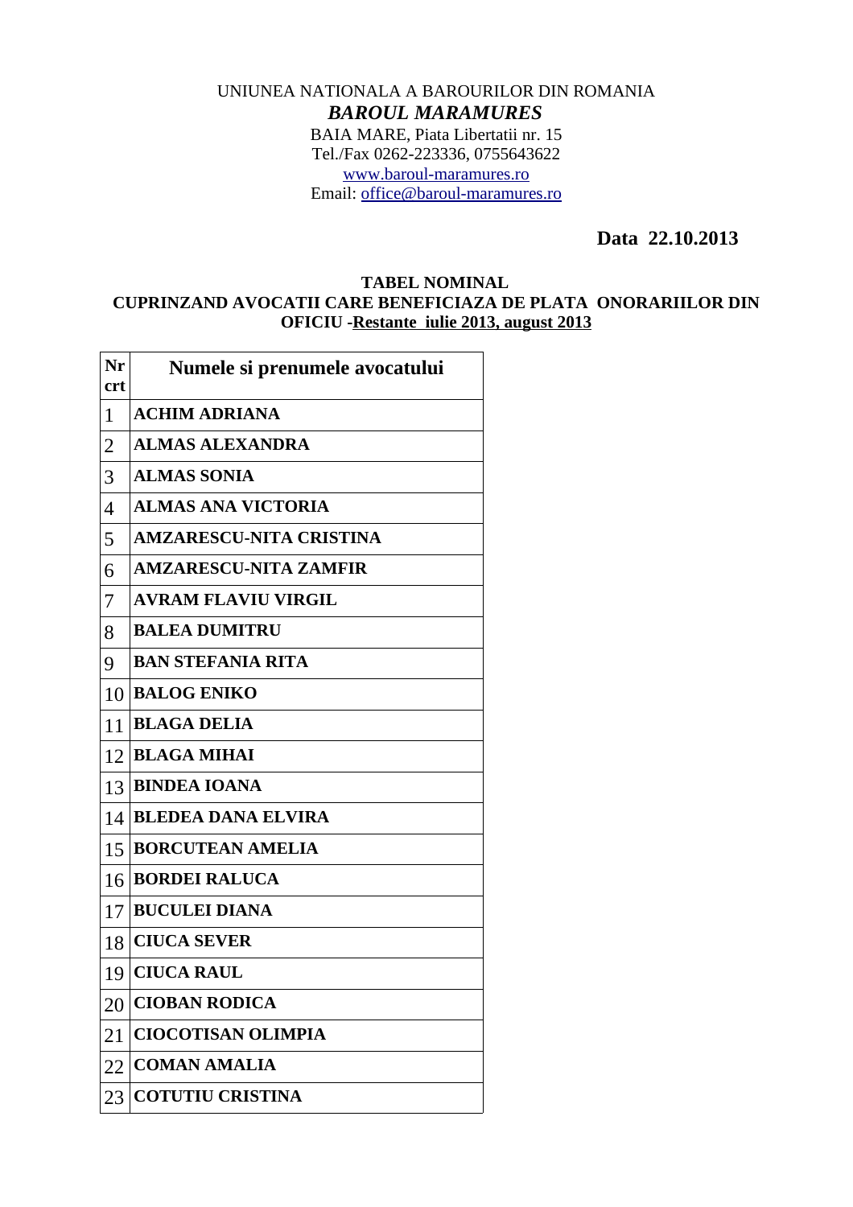UNIUNEA NATIONALA A BAROURILOR DIN ROMANIA

***BAROUL MARAMURES***

BAIA MARE, Piata Libertatii nr. 15
Tel./Fax 0262-223336, 0755643622
www.baroul-maramures.ro
Email: office@baroul-maramures.ro

**Data 22.10.2013**

**TABEL NOMINAL**
**CUPRINZAND AVOCATII CARE BENEFICIAZA DE PLATA ONORARIILOR DIN OFICIU -Restante iulie 2013, august 2013**

| Nr crt | Numele si prenumele avocatului |
|---|---|
| 1 | **ACHIM ADRIANA** |
| 2 | **ALMAS ALEXANDRA** |
| 3 | **ALMAS SONIA** |
| 4 | **ALMAS ANA VICTORIA** |
| 5 | **AMZARESCU-NITA CRISTINA** |
| 6 | **AMZARESCU-NITA ZAMFIR** |
| 7 | **AVRAM FLAVIU VIRGIL** |
| 8 | **BALEA DUMITRU** |
| 9 | **BAN STEFANIA RITA** |
| 10 | **BALOG ENIKO** |
| 11 | **BLAGA DELIA** |
| 12 | **BLAGA MIHAI** |
| 13 | **BINDEA IOANA** |
| 14 | **BLEDEA DANA ELVIRA** |
| 15 | **BORCUTEAN AMELIA** |
| 16 | **BORDEI RALUCA** |
| 17 | **BUCULEI DIANA** |
| 18 | **CIUCA SEVER** |
| 19 | **CIUCA RAUL** |
| 20 | **CIOBAN RODICA** |
| 21 | **CIOCOTISAN OLIMPIA** |
| 22 | **COMAN AMALIA** |
| 23 | **COTUTIU CRISTINA** |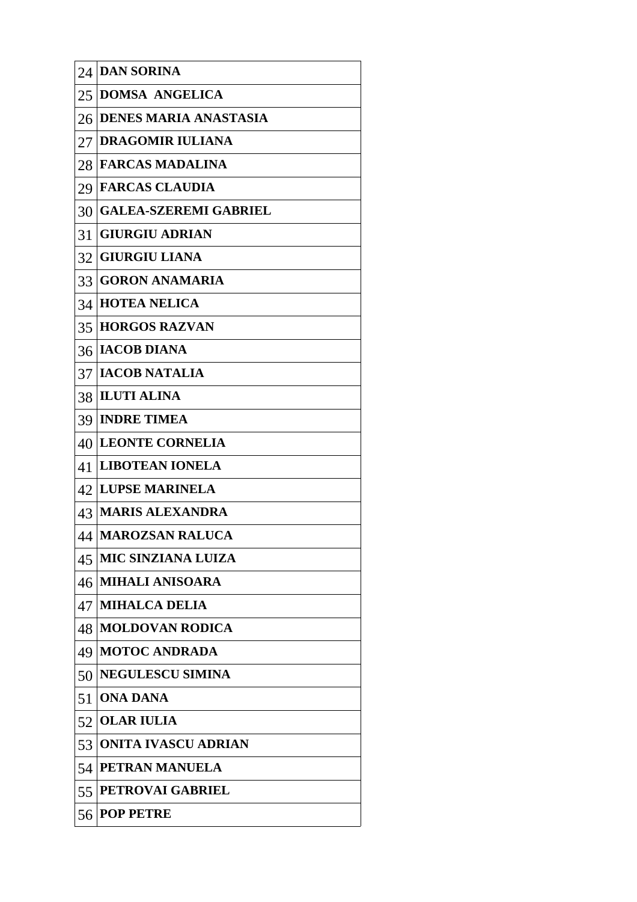| | |
|---|---|
| 24 | **DAN SORINA** |
| 25 | **DOMSA ANGELICA** |
| 26 | **DENES MARIA ANASTASIA** |
| 27 | **DRAGOMIR IULIANA** |
| 28 | **FARCAS MADALINA** |
| 29 | **FARCAS CLAUDIA** |
| 30 | **GALEA-SZEREMI GABRIEL** |
| 31 | **GIURGIU ADRIAN** |
| 32 | **GIURGIU LIANA** |
| 33 | **GORON ANAMARIA** |
| 34 | **HOTEA NELICA** |
| 35 | **HORGOS RAZVAN** |
| 36 | **IACOB DIANA** |
| 37 | **IACOB NATALIA** |
| 38 | **ILUTI ALINA** |
| 39 | **INDRE TIMEA** |
| 40 | **LEONTE CORNELIA** |
| 41 | **LIBOTEAN IONELA** |
| 42 | **LUPSE MARINELA** |
| 43 | **MARIS ALEXANDRA** |
| 44 | **MAROZSAN RALUCA** |
| 45 | **MIC SINZIANA LUIZA** |
| 46 | **MIHALI ANISOARA** |
| 47 | **MIHALCA DELIA** |
| 48 | **MOLDOVAN RODICA** |
| 49 | **MOTOC ANDRADA** |
| 50 | **NEGULESCU SIMINA** |
| 51 | **ONA DANA** |
| 52 | **OLAR IULIA** |
| 53 | **ONITA IVASCU ADRIAN** |
| 54 | **PETRAN MANUELA** |
| 55 | **PETROVAI GABRIEL** |
| 56 | **POP PETRE** |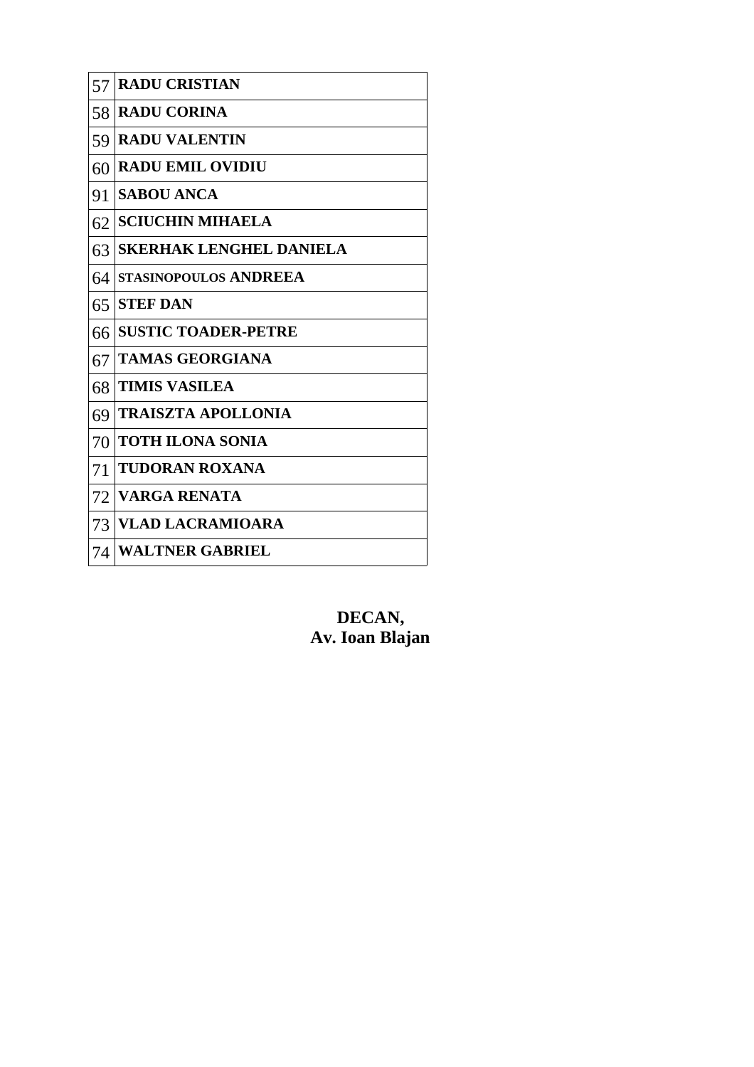| | |
|---|---|
| 57 | **RADU CRISTIAN** |
| 58 | **RADU CORINA** |
| 59 | **RADU VALENTIN** |
| 60 | **RADU EMIL OVIDIU** |
| 91 | **SABOU ANCA** |
| 62 | **SCIUCHIN MIHAELA** |
| 63 | **SKERHAK LENGHEL DANIELA** |
| 64 | **STASINOPOULOS ANDREEA** |
| 65 | **STEF DAN** |
| 66 | **SUSTIC TOADER-PETRE** |
| 67 | **TAMAS GEORGIANA** |
| 68 | **TIMIS VASILEA** |
| 69 | **TRAISZTA APOLLONIA** |
| 70 | **TOTH ILONA SONIA** |
| 71 | **TUDORAN ROXANA** |
| 72 | **VARGA RENATA** |
| 73 | **VLAD LACRAMIOARA** |
| 74 | **WALTNER GABRIEL** |

**DECAN,**
**Av. Ioan Blajan**